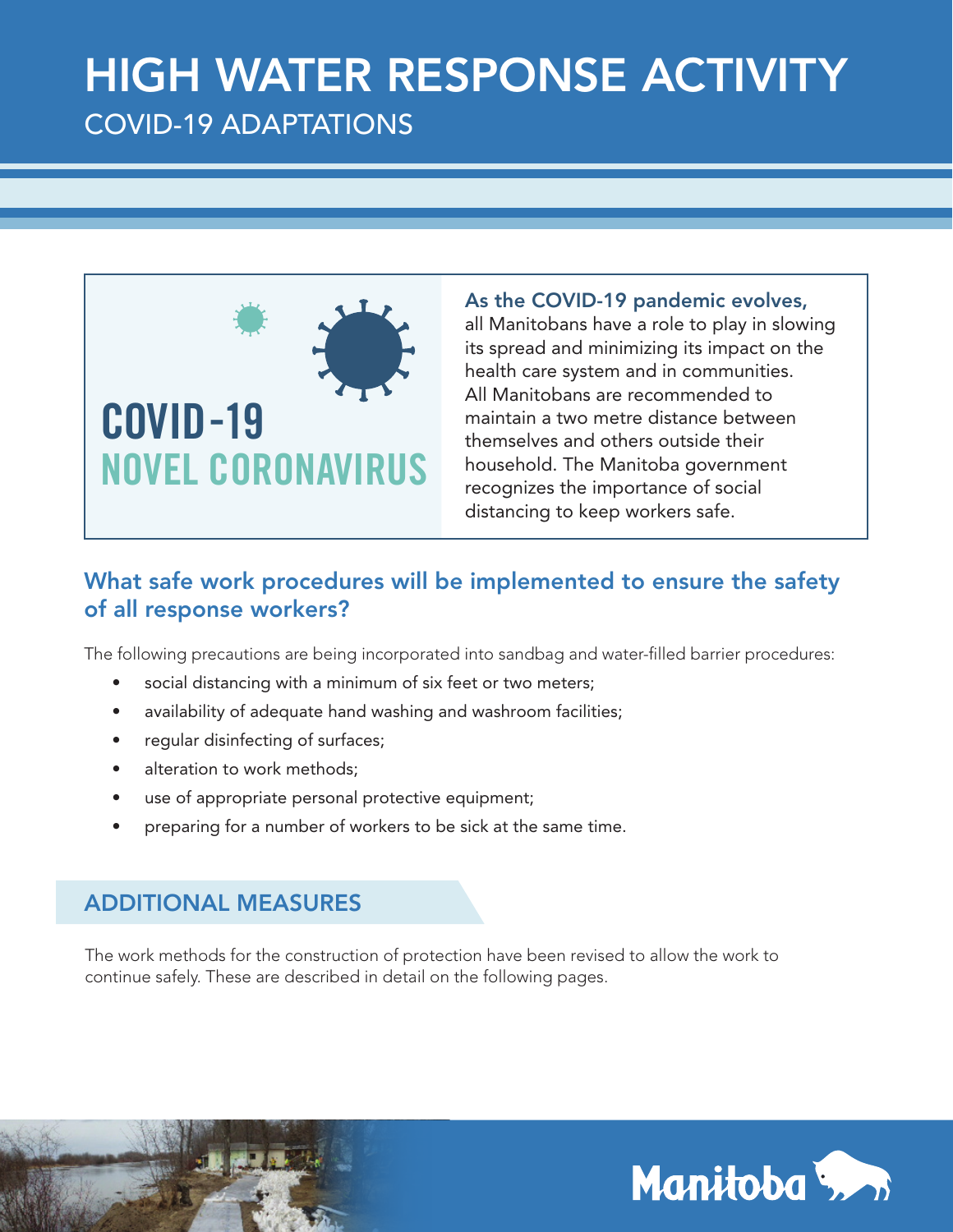# HIGH WATER RESPONSE ACTIVITY

## COVID-19 ADAPTATIONS

COVID-19
NOVEL CORONAVIRUS

**As the COVID-19 pandemic evolves,** all Manitobans have a role to play in slowing its spread and minimizing its impact on the health care system and in communities. All Manitobans are recommended to maintain a two metre distance between themselves and others outside their household. The Manitoba government recognizes the importance of social distancing to keep workers safe.

### What safe work procedures will be implemented to ensure the safety of all response workers?

The following precautions are being incorporated into sandbag and water-filled barrier procedures:

- social distancing with a minimum of six feet or two meters;
- availability of adequate hand washing and washroom facilities;
- regular disinfecting of surfaces;
- alteration to work methods;
- use of appropriate personal protective equipment;
- preparing for a number of workers to be sick at the same time.

### ADDITIONAL MEASURES

The work methods for the construction of protection have been revised to allow the work to continue safely. These are described in detail on the following pages.

Manitoba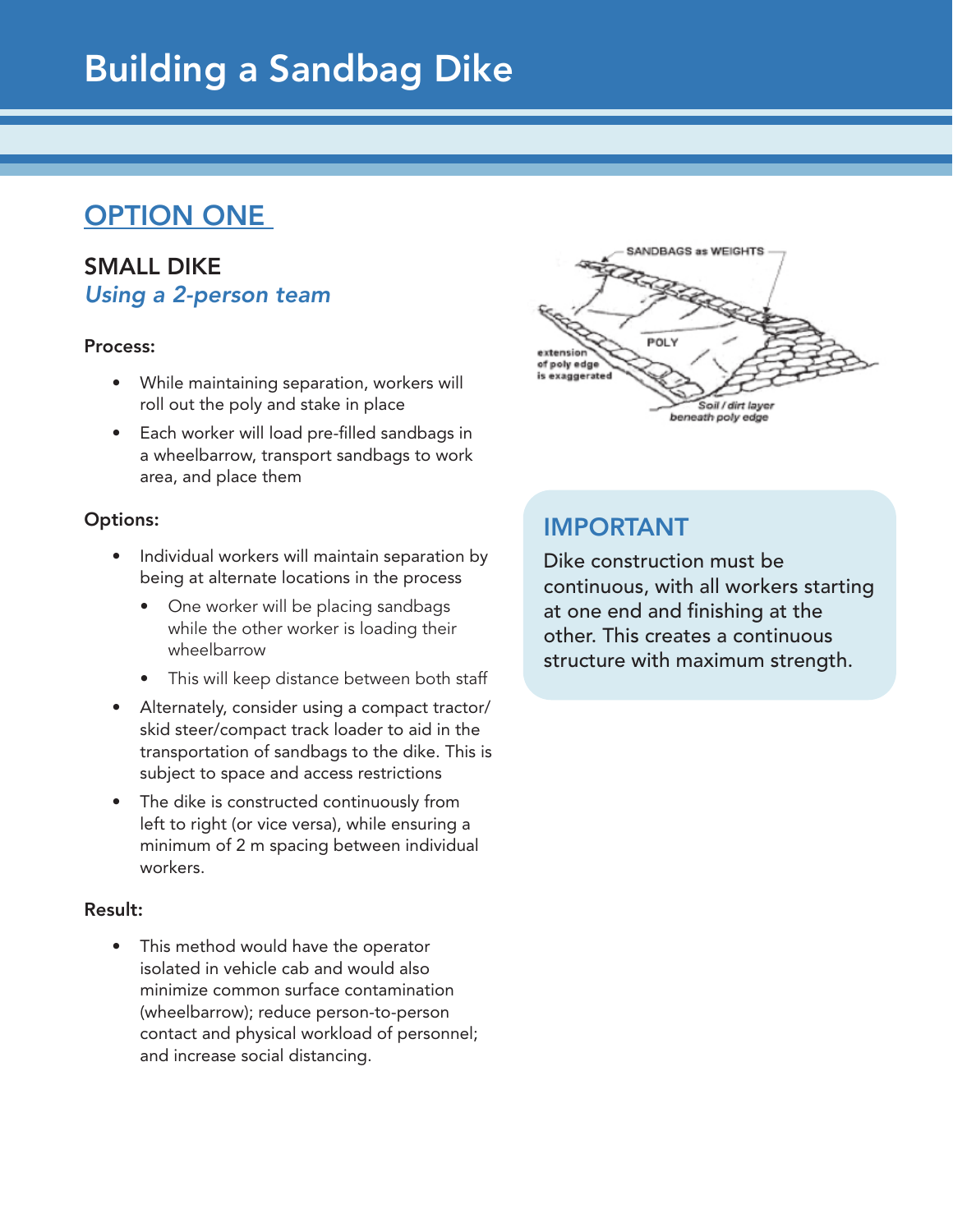# Building a Sandbag Dike

## OPTION ONE

### SMALL DIKE

*Using a 2-person team*

**Process:**

- While maintaining separation, workers will roll out the poly and stake in place
- Each worker will load pre-filled sandbags in a wheelbarrow, transport sandbags to work area, and place them

**Options:**

- Individual workers will maintain separation by being at alternate locations in the process
  - One worker will be placing sandbags while the other worker is loading their wheelbarrow
  - This will keep distance between both staff
- Alternately, consider using a compact tractor/skid steer/compact track loader to aid in the transportation of sandbags to the dike. This is subject to space and access restrictions
- The dike is constructed continuously from left to right (or vice versa), while ensuring a minimum of 2 m spacing between individual workers.

**Result:**

- This method would have the operator isolated in vehicle cab and would also minimize common surface contamination (wheelbarrow); reduce person-to-person contact and physical workload of personnel; and increase social distancing.

### IMPORTANT

Dike construction must be continuous, with all workers starting at one end and finishing at the other. This creates a continuous structure with maximum strength.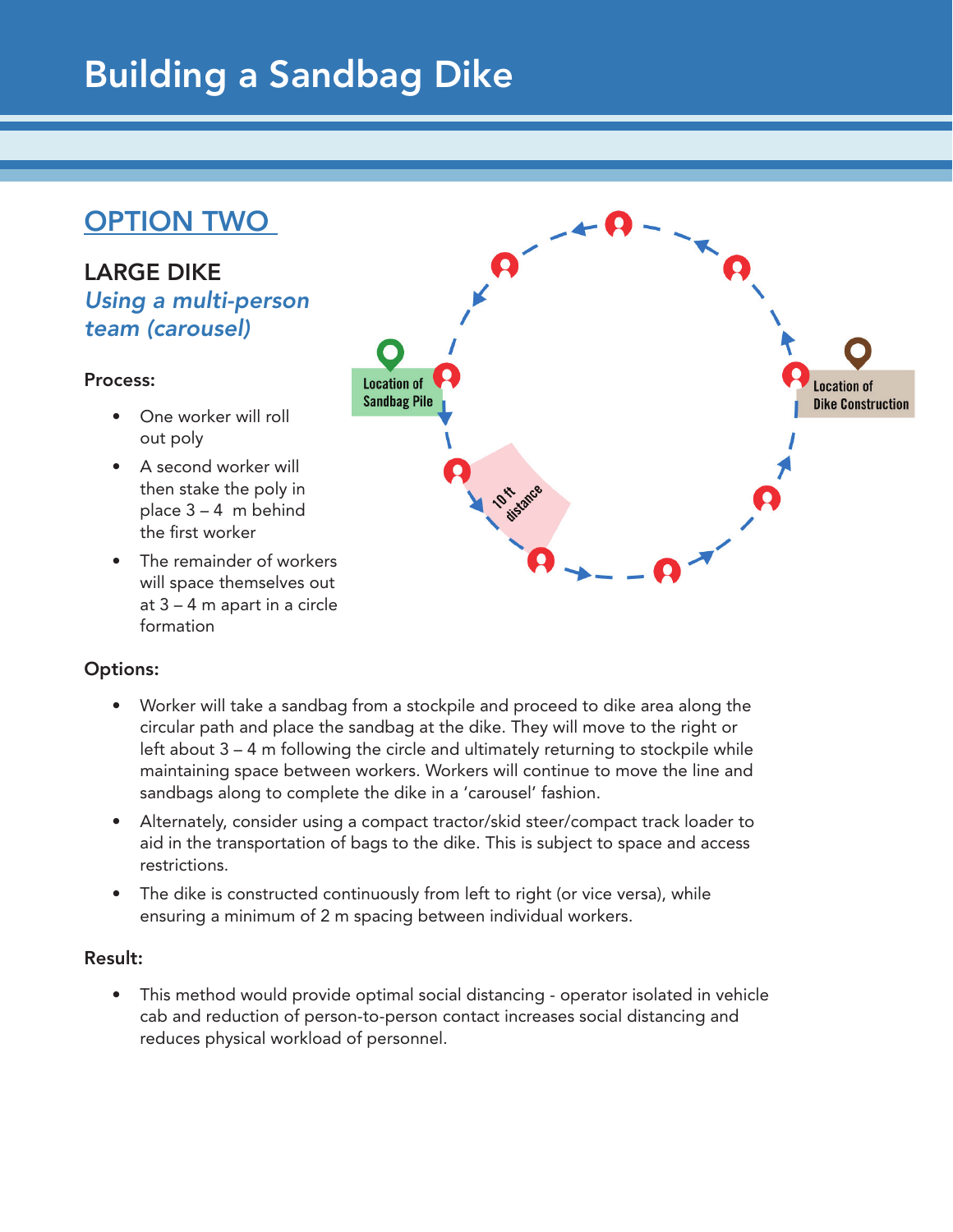# Building a Sandbag Dike

## OPTION TWO

### LARGE DIKE

*Using a multi-person team (carousel)*

**Process:**

- One worker will roll out poly
- A second worker will then stake the poly in place 3 – 4 m behind the first worker
- The remainder of workers will space themselves out at 3 – 4 m apart in a circle formation

Location of Sandbag Pile

Location of Dike Construction

10 ft distance

**Options:**

- Worker will take a sandbag from a stockpile and proceed to dike area along the circular path and place the sandbag at the dike. They will move to the right or left about 3 – 4 m following the circle and ultimately returning to stockpile while maintaining space between workers. Workers will continue to move the line and sandbags along to complete the dike in a 'carousel' fashion.
- Alternately, consider using a compact tractor/skid steer/compact track loader to aid in the transportation of bags to the dike. This is subject to space and access restrictions.
- The dike is constructed continuously from left to right (or vice versa), while ensuring a minimum of 2 m spacing between individual workers.

**Result:**

- This method would provide optimal social distancing - operator isolated in vehicle cab and reduction of person-to-person contact increases social distancing and reduces physical workload of personnel.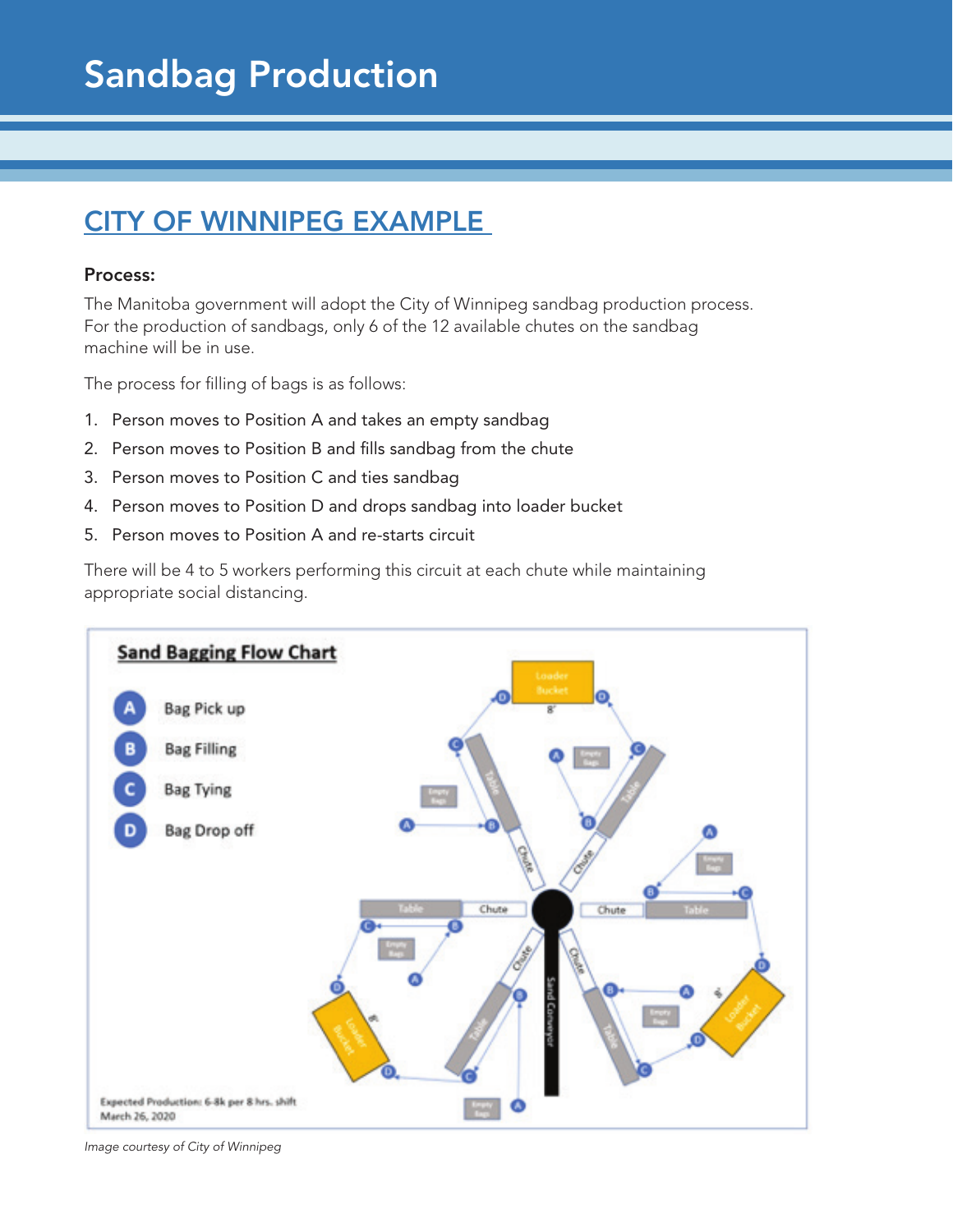# Sandbag Production

## CITY OF WINNIPEG EXAMPLE

**Process:**

The Manitoba government will adopt the City of Winnipeg sandbag production process. For the production of sandbags, only 6 of the 12 available chutes on the sandbag machine will be in use.

The process for filling of bags is as follows:

1. Person moves to Position A and takes an empty sandbag
2. Person moves to Position B and fills sandbag from the chute
3. Person moves to Position C and ties sandbag
4. Person moves to Position D and drops sandbag into loader bucket
5. Person moves to Position A and re-starts circuit

There will be 4 to 5 workers performing this circuit at each chute while maintaining appropriate social distancing.

**Sand Bagging Flow Chart**

A Bag Pick up

B Bag Filling

C Bag Tying

D Bag Drop off

Loader Bucket

8'

Empty Bags

Table

Chute

Sand Conveyor

Expected Production: 6-8k per 8 hrs. shift

March 26, 2020

*Image courtesy of City of Winnipeg*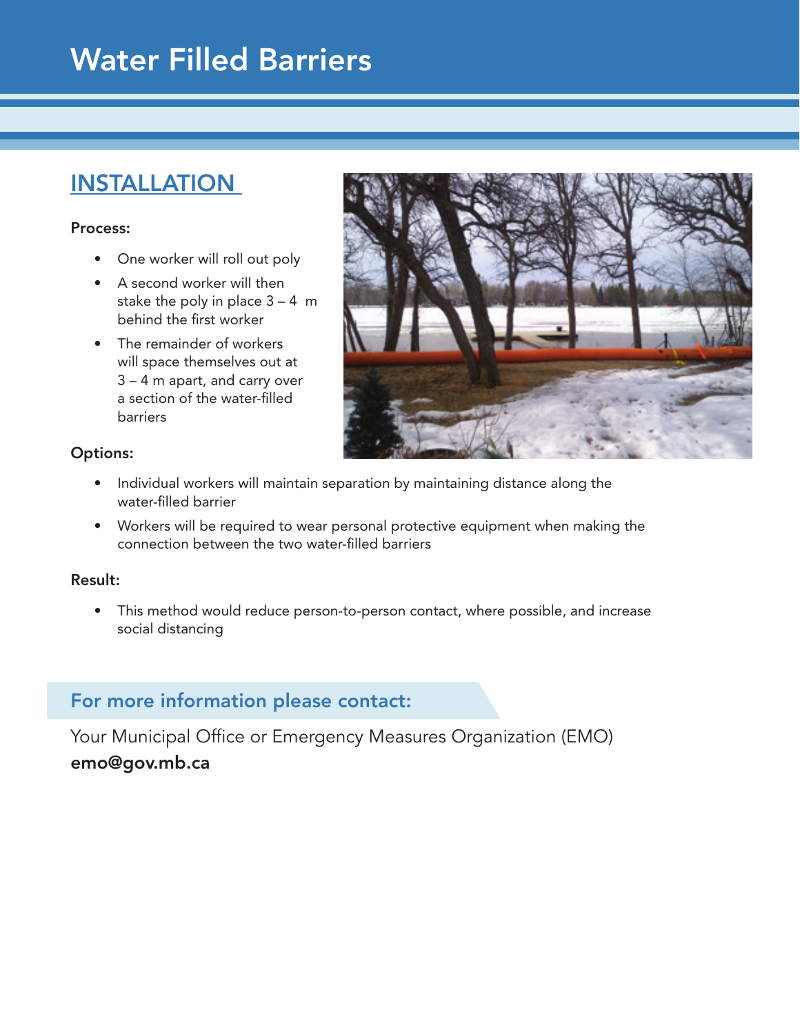# Water Filled Barriers

## INSTALLATION

**Process:**

- One worker will roll out poly
- A second worker will then stake the poly in place 3 – 4 m behind the first worker
- The remainder of workers will space themselves out at 3 – 4 m apart, and carry over a section of the water-filled barriers

**Options:**

- Individual workers will maintain separation by maintaining distance along the water-filled barrier
- Workers will be required to wear personal protective equipment when making the connection between the two water-filled barriers

**Result:**

- This method would reduce person-to-person contact, where possible, and increase social distancing

### For more information please contact:

Your Municipal Office or Emergency Measures Organization (EMO)
**emo@gov.mb.ca**